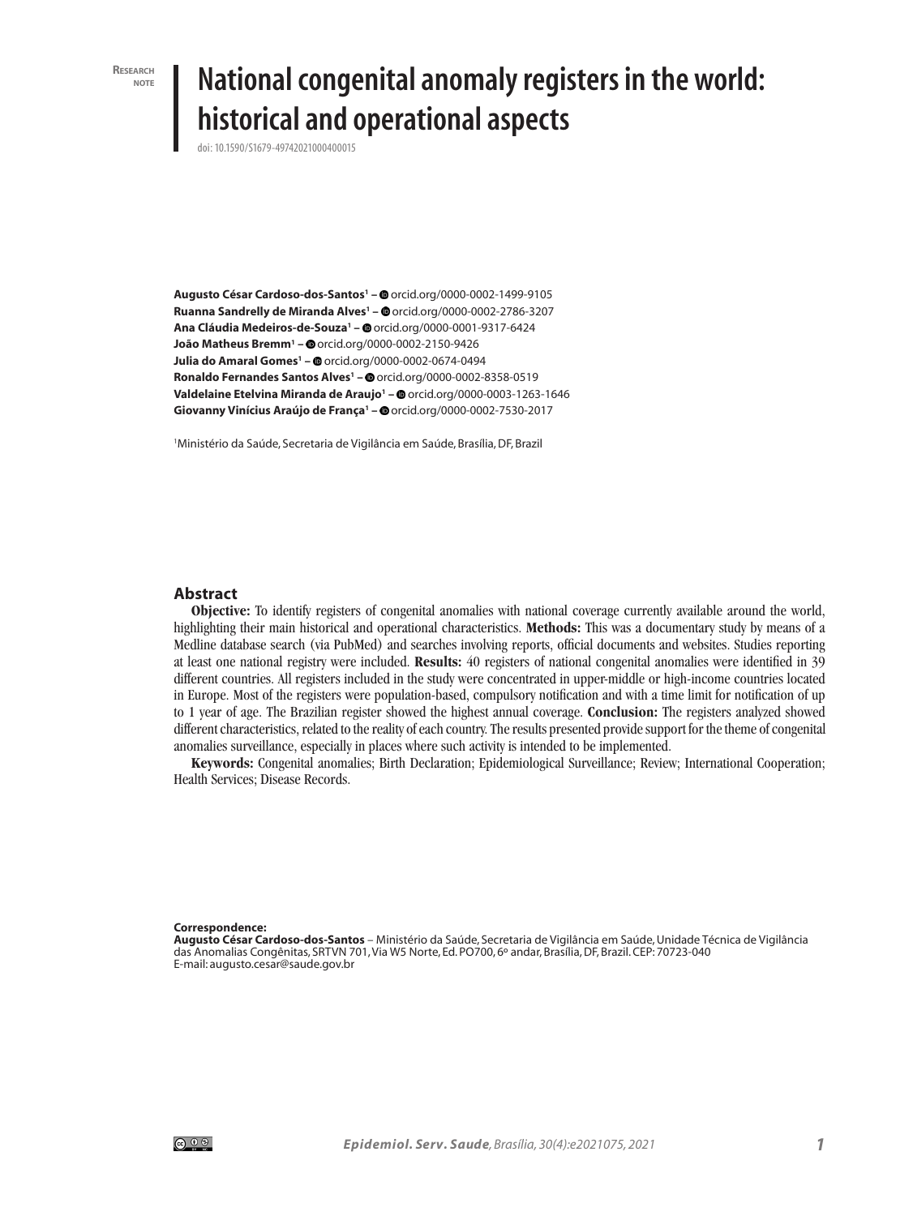Research note

# National congenital anomaly registers in the world: historical and operational aspects

doi: 10.1590/S1679-49742021000400015

**Augusto César Cardoso-dos-Santos**[1] – orcid.org/0000-0002-1499-9105
**Ruanna Sandrelly de Miranda Alves**[1] – orcid.org/0000-0002-2786-3207
**Ana Cláudia Medeiros-de-Souza**[1] – orcid.org/0000-0001-9317-6424
**João Matheus Bremm**[1] – orcid.org/0000-0002-2150-9426
**Julia do Amaral Gomes**[1] – orcid.org/0000-0002-0674-0494
**Ronaldo Fernandes Santos Alves**[1] – orcid.org/0000-0002-8358-0519
**Valdelaine Etelvina Miranda de Araujo**[1] – orcid.org/0000-0003-1263-1646
**Giovanny Vinícius Araújo de França**[1] – orcid.org/0000-0002-7530-2017

[1]Ministério da Saúde, Secretaria de Vigilância em Saúde, Brasília, DF, Brazil

## Abstract

**Objective:** To identify registers of congenital anomalies with national coverage currently available around the world, highlighting their main historical and operational characteristics. **Methods:** This was a documentary study by means of a Medline database search (via PubMed) and searches involving reports, official documents and websites. Studies reporting at least one national registry were included. **Results:** 40 registers of national congenital anomalies were identified in 39 different countries. All registers included in the study were concentrated in upper-middle or high-income countries located in Europe. Most of the registers were population-based, compulsory notification and with a time limit for notification of up to 1 year of age. The Brazilian register showed the highest annual coverage. **Conclusion:** The registers analyzed showed different characteristics, related to the reality of each country. The results presented provide support for the theme of congenital anomalies surveillance, especially in places where such activity is intended to be implemented.

**Keywords:** Congenital anomalies; Birth Declaration; Epidemiological Surveillance; Review; International Cooperation; Health Services; Disease Records.

**Correspondence:**
**Augusto César Cardoso-dos-Santos** – Ministério da Saúde, Secretaria de Vigilância em Saúde, Unidade Técnica de Vigilância das Anomalias Congênitas, SRTVN 701, Via W5 Norte, Ed. PO700, 6º andar, Brasília, DF, Brazil. CEP: 70723-040
E-mail: augusto.cesar@saude.gov.br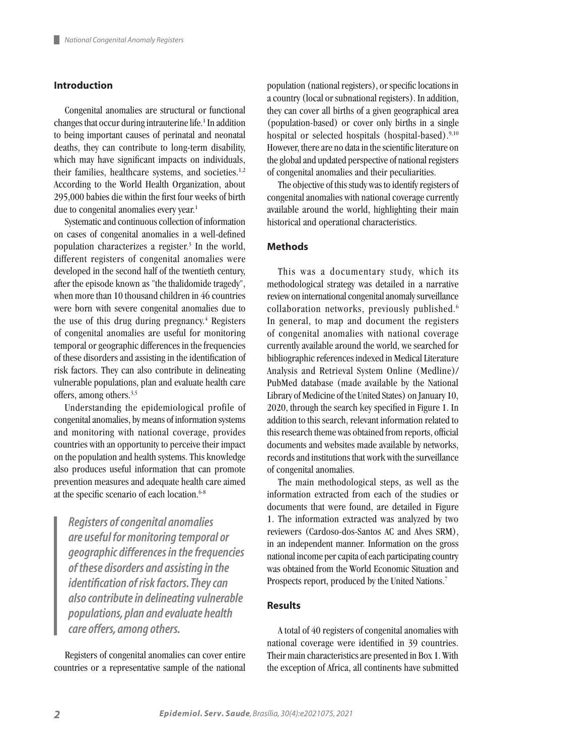## Introduction

Congenital anomalies are structural or functional changes that occur during intrauterine life.[1] In addition to being important causes of perinatal and neonatal deaths, they can contribute to long-term disability, which may have significant impacts on individuals, their families, healthcare systems, and societies.[1,2] According to the World Health Organization, about 295,000 babies die within the first four weeks of birth due to congenital anomalies every year.[1]

Systematic and continuous collection of information on cases of congenital anomalies in a well-defined population characterizes a register.[3] In the world, different registers of congenital anomalies were developed in the second half of the twentieth century, after the episode known as "the thalidomide tragedy", when more than 10 thousand children in 46 countries were born with severe congenital anomalies due to the use of this drug during pregnancy.[4] Registers of congenital anomalies are useful for monitoring temporal or geographic differences in the frequencies of these disorders and assisting in the identification of risk factors. They can also contribute in delineating vulnerable populations, plan and evaluate health care offers, among others.[3,5]

Understanding the epidemiological profile of congenital anomalies, by means of information systems and monitoring with national coverage, provides countries with an opportunity to perceive their impact on the population and health systems. This knowledge also produces useful information that can promote prevention measures and adequate health care aimed at the specific scenario of each location.[6-8]

> ***Registers of congenital anomalies are useful for monitoring temporal or geographic differences in the frequencies of these disorders and assisting in the identification of risk factors. They can also contribute in delineating vulnerable populations, plan and evaluate health care offers, among others.***

Registers of congenital anomalies can cover entire countries or a representative sample of the national population (national registers), or specific locations in a country (local or subnational registers). In addition, they can cover all births of a given geographical area (population-based) or cover only births in a single hospital or selected hospitals (hospital-based).[9,10] However, there are no data in the scientific literature on the global and updated perspective of national registers of congenital anomalies and their peculiarities.

The objective of this study was to identify registers of congenital anomalies with national coverage currently available around the world, highlighting their main historical and operational characteristics.

## Methods

This was a documentary study, which its methodological strategy was detailed in a narrative review on international congenital anomaly surveillance collaboration networks, previously published.[6] In general, to map and document the registers of congenital anomalies with national coverage currently available around the world, we searched for bibliographic references indexed in Medical Literature Analysis and Retrieval System Online (Medline)/PubMed database (made available by the National Library of Medicine of the United States) on January 10, 2020, through the search key specified in Figure 1. In addition to this search, relevant information related to this research theme was obtained from reports, official documents and websites made available by networks, records and institutions that work with the surveillance of congenital anomalies.

The main methodological steps, as well as the information extracted from each of the studies or documents that were found, are detailed in Figure 1. The information extracted was analyzed by two reviewers (Cardoso-dos-Santos AC and Alves SRM), in an independent manner. Information on the gross national income per capita of each participating country was obtained from the World Economic Situation and Prospects report, produced by the United Nations.[7]

## Results

A total of 40 registers of congenital anomalies with national coverage were identified in 39 countries. Their main characteristics are presented in Box 1. With the exception of Africa, all continents have submitted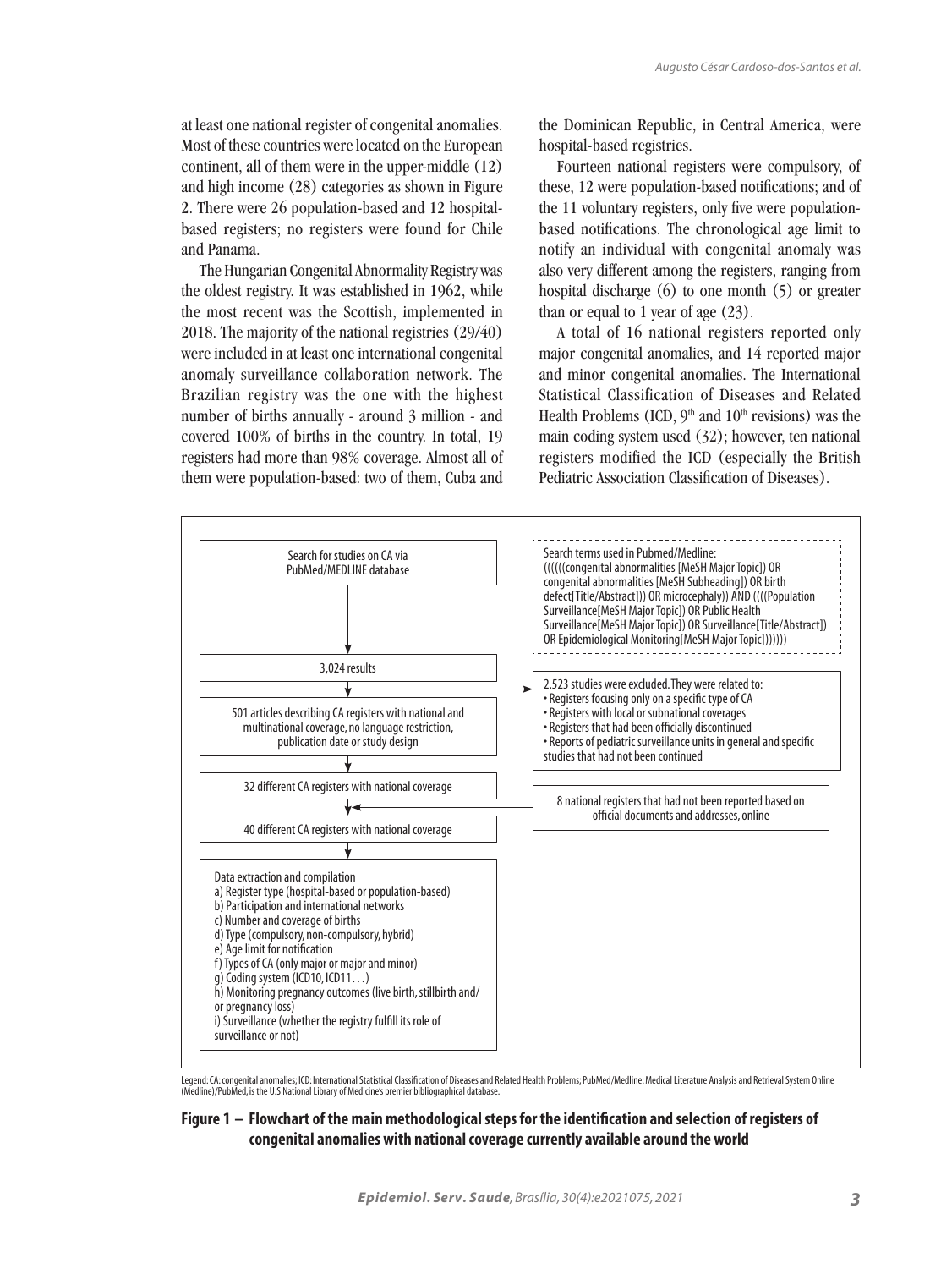at least one national register of congenital anomalies. Most of these countries were located on the European continent, all of them were in the upper-middle (12) and high income (28) categories as shown in Figure 2. There were 26 population-based and 12 hospital-based registers; no registers were found for Chile and Panama.

The Hungarian Congenital Abnormality Registry was the oldest registry. It was established in 1962, while the most recent was the Scottish, implemented in 2018. The majority of the national registries (29/40) were included in at least one international congenital anomaly surveillance collaboration network. The Brazilian registry was the one with the highest number of births annually - around 3 million - and covered 100% of births in the country. In total, 19 registers had more than 98% coverage. Almost all of them were population-based: two of them, Cuba and the Dominican Republic, in Central America, were hospital-based registries.

Fourteen national registers were compulsory, of these, 12 were population-based notifications; and of the 11 voluntary registers, only five were population-based notifications. The chronological age limit to notify an individual with congenital anomaly was also very different among the registers, ranging from hospital discharge (6) to one month (5) or greater than or equal to 1 year of age (23).

A total of 16 national registers reported only major congenital anomalies, and 14 reported major and minor congenital anomalies. The International Statistical Classification of Diseases and Related Health Problems (ICD, 9th and 10th revisions) was the main coding system used (32); however, ten national registers modified the ICD (especially the British Pediatric Association Classification of Diseases).

Search for studies on CA via PubMed/MEDLINE database

Search terms used in Pubmed/Medline:
((((((congenital abnormalities [MeSH Major Topic]) OR congenital abnormalities [MeSH Subheading]) OR birth defect[Title/Abstract])) OR microcephaly)) AND ((((Population Surveillance[MeSH Major Topic]) OR Public Health Surveillance[MeSH Major Topic]) OR Surveillance[Title/Abstract]) OR Epidemiological Monitoring[MeSH Major Topic]))))))

3,024 results

2.523 studies were excluded. They were related to:
- Registers focusing only on a specific type of CA
- Registers with local or subnational coverages
- Registers that had been officially discontinued
- Reports of pediatric surveillance units in general and specific studies that had not been continued

501 articles describing CA registers with national and multinational coverage, no language restriction, publication date or study design

32 different CA registers with national coverage

8 national registers that had not been reported based on official documents and addresses, online

40 different CA registers with national coverage

Data extraction and compilation
a) Register type (hospital-based or population-based)
b) Participation and international networks
c) Number and coverage of births
d) Type (compulsory, non-compulsory, hybrid)
e) Age limit for notification
f) Types of CA (only major or major and minor)
g) Coding system (ICD10, ICD11…)
h) Monitoring pregnancy outcomes (live birth, stillbirth and/or pregnancy loss)
i) Surveillance (whether the registry fulfill its role of surveillance or not)

Legend: CA: congenital anomalies; ICD: International Statistical Classification of Diseases and Related Health Problems; PubMed/Medline: Medical Literature Analysis and Retrieval System Online (Medline)/PubMed, is the U.S National Library of Medicine's premier bibliographical database.

**Figure 1 – Flowchart of the main methodological steps for the identification and selection of registers of congenital anomalies with national coverage currently available around the world**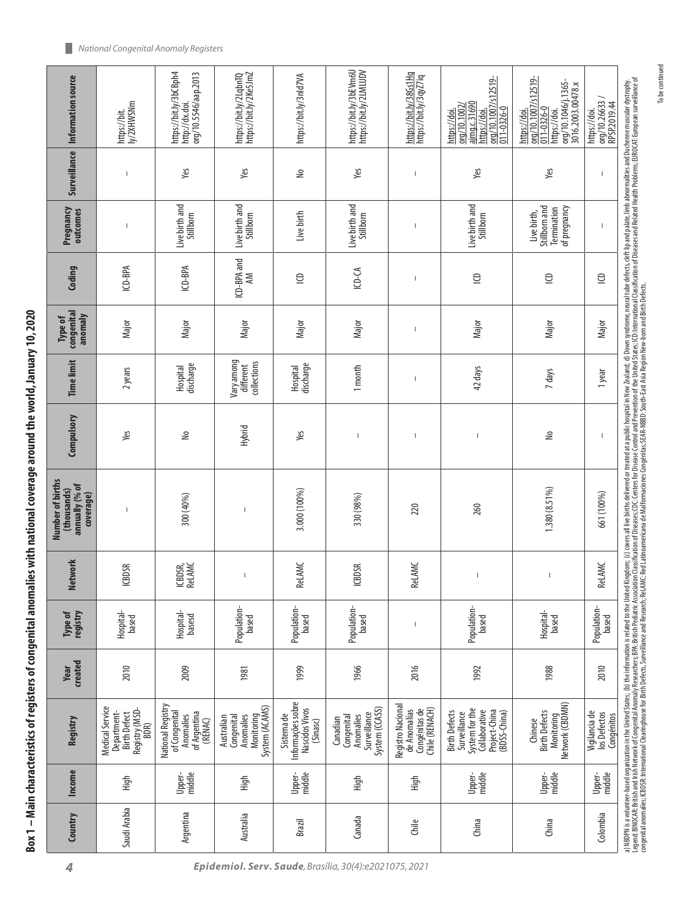# Box 1 – Main characteristics of registers of congenital anomalies with national coverage around the world, January 10, 2020

| Country | Income | Registry | Year created | Type of registry | Network | Number of births (thousands) annually (% of coverage) | Compulsory | Time limit | Type of congenital anomaly | Coding | Pregnancy outcomes | Surveillance | Information source |
|---|---|---|---|---|---|---|---|---|---|---|---|---|---|
| Saudi Arabia | High | Medical Service Department-Birth Defect Registry (MSD-BDR) | 2010 | Hospital-based | ICBDSR | – | Yes | 2 years | Major | ICD-BPA | – | – | https://bit.ly/2XHWSNm |
| Argentina | Upper-middle | National Registry of Congenital Anomalies of Argentina (RENAC) | 2009 | Hospital-basesd | ICBDSR, ReLAMC | 300 (40%) | No | Hospital discharge | Major | ICD-BPA | Live birth and Stillborn | Yes | https://bit.ly/3bCBph4 http://dx.doi.org/10.5546/aap.2013 |
| Australia | High | Australian Congenital Anomalies Monitoring System (ACAMS) | 1981 | Population-based | – | – | Hybrid | Vary among different collections | Major | ICD-BPA and AM | Live birth and Stillborn | Yes | https://bit.ly/2LqbnTQ https://bit.ly/2ke5JmZ |
| Brazil | Upper-middle | Sistema de Informações sobre Nascidos Vivos (Sinasc) | 1999 | Population-based | ReLAMC | 3.000 (100%) | Yes | Hospital discharge | Major | ICD | Live birth | No | https://bit.ly/3nld7VA |
| Canada | High | Canadian Congenital Anomalies Surveillance System (CCASS) | 1966 | Population-based | ICBDSR | 330 (98%) | – | 1 month | Major | ICD-CA | Live birth and Stillborn | Yes | https://bit.ly/3bEVm6U https://bit.ly/2MLUDV |
| Chile | High | Registro Nacional de Anomalías Congénitas de Chile (RENACH) | 2016 | – | ReLAMC | 220 | – | – | – | – | – | – | https://bit.ly/38Gs1Hq https://bit.ly/3qZ7iq |
| China | Upper-middle | Birth Defects Surveillance System for the Collaborative Project-China (BDSS-China) | 1992 | Population-based | – | 260 | – | 42 days | Major | ICD | Live birth and Stillborn | Yes | https://doi.org/10.1002/ajmg.c.31690 https://doi.org/10.1007/s12519-011-0326-0 |
| China | Upper-middle | Chinese Birth Defects Monitoring Network (CBDMN) | 1988 | Hospital-based | – | 1.380 (8.51%) | No | 7 days | Major | ICD | Live birth, Stillborn and Termination of pregnancy | Yes | https://doi.org/10.1007/s12519-011-0326-0 https://doi.org/10.1046/j.1365-3016.2003.00478.x |
| Colombia | Upper-middle | Vigilancia de los Defectos Congénitos | 2010 | Population-based | ReLAMC | 661 (100%) | – | 1 year | Major | ICD | – | – | https://doi.org/10.26633/RPSP.2019.44 |

a) NBDPN is a volunteer-based organization in the United States; (b) the information is related to the United Kingdom; (c) covers all live births delivered or treated at a public hospital in New Zealand; d) Down syndrome, neural tube defects, cleft lip and palate, limb abnormalities and Duchenne muscular dystrophy.
Legend: BINOCAR: British and Irish Network of Congenital Anomaly Researchers; BPA: British Pediatric Association Classification of Diseases; CDC: Centers for Disease Control and Prevention of the United States; ICD: International Classification of Diseases and Related Health Problems; EUROCAT: European surveillance of congenital anomalies; ICBDSR: International Clearinghouse for Birth Defects, Surveillance and Research; ReLAMC: Red Latinoamericana de Malformaciones Congénitas; SEAR-NBBD: South-East Asia Region New-born and Birth Defects.

To be continued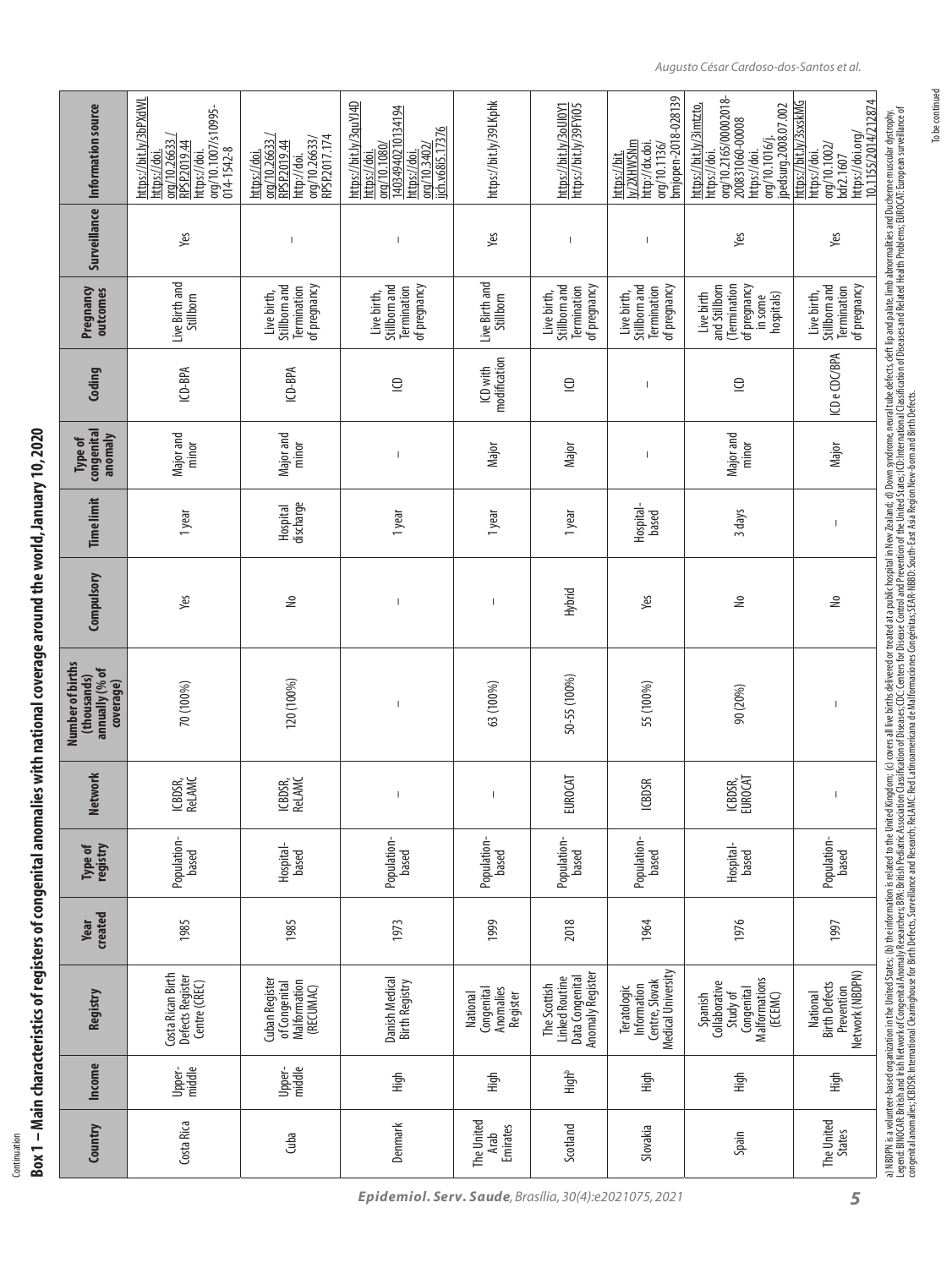Continuation

**Box 1 – Main characteristics of registers of congenital anomalies with national coverage around the world, January 10, 2020**

| Country | Income | Registry | Year created | Type of registry | Network | Number of births (thousands) annually (% of coverage) | Compulsory | Time limit | Type of congenital anomaly | Coding | Pregnancy outcomes | Surveillance | Information source |
|---|---|---|---|---|---|---|---|---|---|---|---|---|---|
| Costa Rica | Upper-middle | Costa Rican Birth Defects Register Centre (CREC) | 1985 | Population-based | ICBDSR, ReLAMC | 70 (100%) | Yes | 1 year | Major and minor | ICD-BPA | Live Birth and Stillborn | Yes | https://bit.ly/3bPXdWL https://doi.org/10.26633/RPSP.2019.44 https://doi.org/10.1007/s10995-014-1542-8 |
| Cuba | Upper-middle | Cuban Register of Congenital Malformation (RECUMAC) | 1985 | Hospital-based | ICBDSR, ReLAMC | 120 (100%) | No | Hospital discharge | Major and minor | ICD-BPA | Live birth, Stillborn and Termination of pregnancy | – | https://doi.org/10.26633/RPSP.2019.44 http://doi.org/10.26633/RPSP.2017.174 |
| Denmark | High | Danish Medical Birth Registry | 1973 | Population-based | – | – | – | 1 year | – | ICD | Live birth, Stillborn and Termination of pregnancy | – | https://bit.ly/3quVJ4D https://doi.org/10.1080/14034940210134194 https://doi.org/10.3402/ijch.v68i5.17376 |
| The United Arab Emirates | High | National Congenital Anomalies Register | 1999 | Population-based | – | 63 (100%) | – | 1 year | Major | ICD with modification | Live Birth and Stillborn | Yes | https://bit.ly/39LKphk |
| Scotland | High[b] | The Scottish Linked Routine Data Congenital Anomaly Register | 2018 | Population-based | EUROCAT | 50-55 (100%) | Hybrid | 1 year | Major | ICD | Live birth, Stillborn and Termination of pregnancy | – | https://bit.ly/3oUIOY1 https://bit.ly/39FYiO5 |
| Slovakia | High | Teratologic Information Centre, Slovak Medical University | 1964 | Population-based | ICBDSR | 55 (100%) | Yes | Hospital-based | – | – | Live birth, Stillborn and Termination of pregnancy | – | https://bit.ly/2XHWSNm http://dx.doi.org/10.1136/bmjopen-2018-028139 |
| Spain | High | Spanish Collaborative Study of Congenital Malformations (ECEMC) | 1976 | Hospital-based | ICBDSR, EUROCAT | 90 (20%) | No | 3 days | Major and minor | ICD | Live birth and Stillborn (Termination of pregnancy in some hospitals) | Yes | https://bit.ly/3imtzto. https://doi.org/10.2165/00002018-200831060-00008 https://doi.org/10.1016/j.jpedsurg.2008.07.002 |
| The United States | High | National Birth Defects Prevention Network (NBDPN) | 1997 | Population-based | – | – | No | – | Major | ICD e CDC/BPA | Live birth, Stillborn and Termination of pregnancy | Yes | https://bit.ly/3sxskMG https://doi.org/10.1002/bdr2.1607 https://doi.org/10.1155/2014/212874 |

a) NBDPN is a volunteer-based organization in the United States; (b) the information is related to the United Kingdom; (c) covers all live births delivered or treated at a public hospital in New Zealand; d) Down syndrome, neural tube defects, cleft lip and palate, limb abnormalities and Duchenne muscular dystrophy.
Legend: BINOCAR: British and Irish Network of Congenital Anomaly Researchers; BPA: British Pediatric Association Classification of Diseases; CDC: Centers for Disease Control and Prevention of the United States; ICD: International Classification of Diseases and Related Health Problems; EUROCAT: European surveillance of congenital anomalies; ICBDSR: International Clearinghouse for Birth Defects, Surveillance and Research; ReLAMC: Red Latinoamericana de Malformaciones Congénitas; SEAR-NBBD: South-East Asia Region New-born and Birth Defects.

To be continued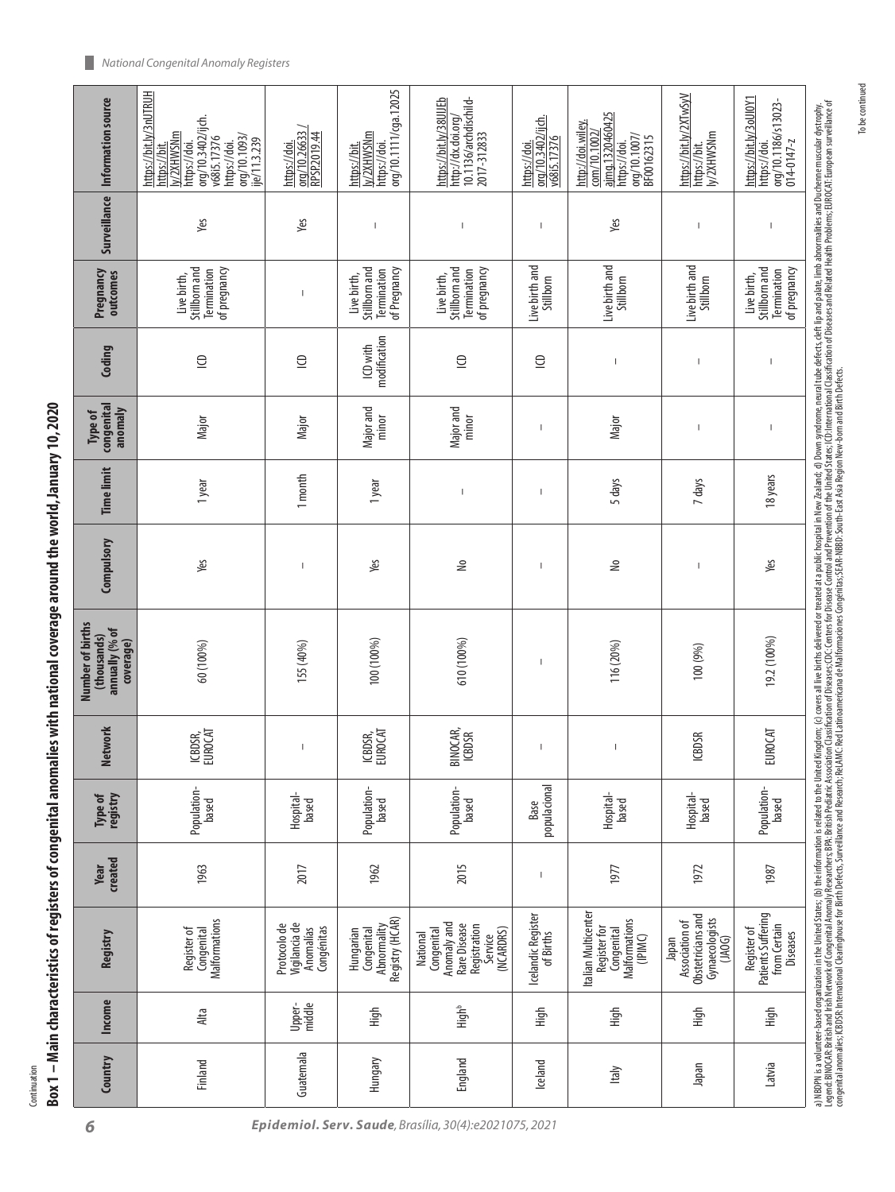Continuation

**Box 1 – Main characteristics of registers of congenital anomalies with national coverage around the world, January 10, 2020**

| Country | Income | Registry | Year created | Type of registry | Network | Number of births (thousands) annually (% of coverage) | Compulsory | Time limit | Type of congenital anomaly | Coding | Pregnancy outcomes | Surveillance | Information source |
|---|---|---|---|---|---|---|---|---|---|---|---|---|---|
| Finland | Alta | Register of Congenital Malformations | 1963 | Population-based | ICBDSR, EUROCAT | 60 (100%) | Yes | 1 year | Major | ICD | Live birth, Stillborn and Termination of pregnancy | Yes | https://bit.ly/3nUTRUH https://bit.ly/2XHWSNm https://doi.org/10.3402/ijch.v68i5.17376 https://doi.org/10.1093/ije/11.3.239 |
| Guatemala | Upper-middle | Protocolo de Vigilancia de Anomalias Congénitas | 2017 | Hospital-based | – | 155 (40%) | – | 1 month | Major | ICD | – | Yes | https://doi.org/10.26633/RPSP.2019.44 |
| Hungary | High | Hungarian Congenital Abnormality Registry (HCAR) | 1962 | Population-based | ICBDSR, EUROCAT | 100 (100%) | Yes | 1 year | Major and minor | ICD with modification | Live birth, Stillborn and Termination of Pregnancy | – | https://bit.ly/2XHWSNm https://doi.org/10.1111/cga.12025 |
| England | High[b] | National Congenital Anomaly and Rare Disease Registration Service (NCARDRS) | 2015 | Population-based | BINOCAR, ICBDSR | 610 (100%) | No | – | Major and minor | ICD | Live birth, Stillborn and Termination of pregnancy | – | https://bit.ly/38UIJEb http://dx.doi.org/10.1136/archdischild-2017-312833 |
| Iceland | High | Icelandic Register of Births | – | Base populacional | – | – | – | – | – | ICD | Live birth and Stillborn | – | https://doi.org/10.3402/ijch.v68i5.17376 |
| Italy | High | Italian Multicenter Register for Congenital Malformations (IPIMC) | 1977 | Hospital-based | – | 116 (20%) | No | 5 days | Major | – | Live birth and Stillborn | Yes | http://doi.wiley.com/10.1002/ajmg.1320460425 https://doi.org/10.1007/BF00162315 |
| Japan | High | Japan Association of Obstetricians and Gynaecologists (JAOG) | 1972 | Hospital-based | ICBDSR | 100 (9%) | – | 7 days | – | – | Live birth and Stillborn | – | https://bit.ly/2XTwSyV https://bit.ly/2XHWSNm |
| Latvia | High | Register of Patients Suffering from Certain Diseases | 1987 | Population-based | EUROCAT | 19.2 (100%) | Yes | 18 years | – | – | Live birth, Stillborn and Termination of pregnancy | – | https://bit.ly/3oUI0Y1 https://doi.org/10.1186/s13023-014-0147-z |

a) NBDPN is a volunteer-based organization in the United States; (b) the information is related to the United Kingdom; (c) covers all live births delivered or treated at a public hospital in New Zealand; d) Down syndrome, neural tube defects, cleft lip and palate, limb abnormalities and Duchenne muscular dystrophy.
Legend: BINOCAR: British and Irish Network of Congenital Anomaly Researchers; BPA: British Pediatric Association Classification of Diseases; CDC: Centers for Disease Control and Prevention of the United States; ICD: International Classification of Diseases and Related Health Problems; EUROCAT: European surveillance of congenital anomalies; ICBDSR: International Clearinghouse for Birth Defects, Surveillance and Research; ReLAMC: Red Latinoamericana de Malformaciones Congénitas; SEAR-NBBD: South-East Asia Region New-born and Birth Defects.

To be continued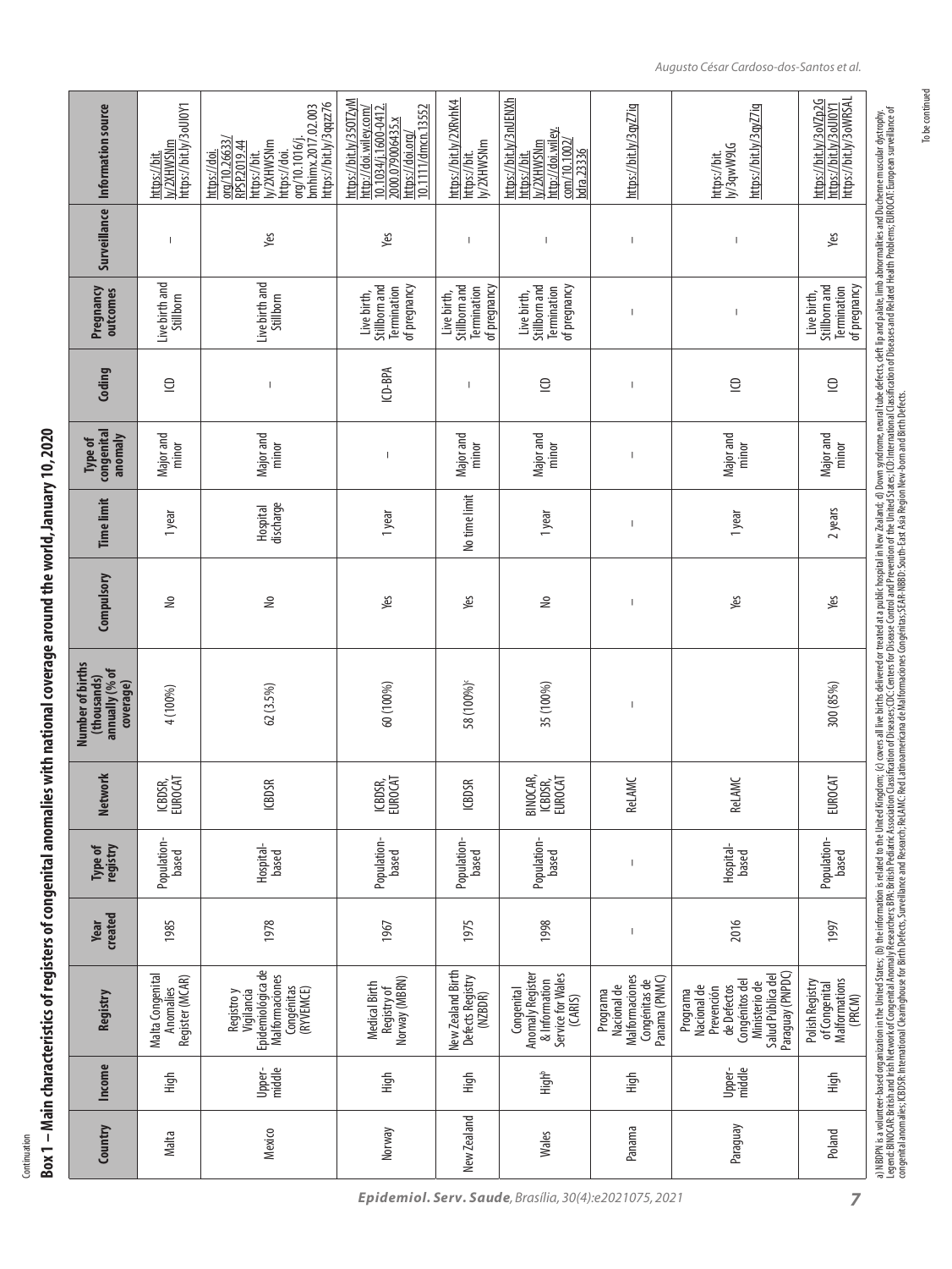Continuation

**Box 1 – Main characteristics of registers of congenital anomalies with national coverage around the world, January 10, 2020**

| Country | Income | Registry | Year created | Type of registry | Network | Number of births (thousands) annually (% of coverage) | Compulsory | Time limit | Type of congenital anomaly | Coding | Pregnancy outcomes | Surveillance | Information source |
|---|---|---|---|---|---|---|---|---|---|---|---|---|---|
| Malta | High | Malta Congenital Anomalies Register (MCAR) | 1985 | Population-based | ICBDSR, EUROCAT | 4 (100%) | No | 1 year | Major and minor | ICD | Live birth and Stillborn | – | https://bit.ly/2XHWSNm https://bit.ly/3oUl0Y1 |
| Mexico | Upper-middle | Registro y Vigilancia Epidemiológica de Malformaciones Congénitas (RYVEMCE) | 1978 | Hospital-based | ICBDSR | 62 (3.5%) | No | Hospital discharge | Major and minor | – | Live birth and Stillborn | Yes | https://doi.org/10.26633/RPSP.2019.44 https://bit.ly/2XHWSNm https://doi.org/10.1016/j.bmhimx.2017.02.003 https://bit.ly/3qqzz76 |
| Norway | High | Medical Birth Registry of Norway (MBRN) | 1967 | Population-based | ICBDSR, EUROCAT | 60 (100%) | Yes | 1 year | – | ICD-BPA | Live birth, Stillborn and Termination of pregnancy | Yes | https://bit.ly/35OTZyM http://doi.wiley.com/10.1034/j.1600-0412.2000.079006435.x https://doi.org/10.1111/dmcn.13552 |
| New Zealand | High | New Zealand Birth Defects Registry (NZBDR) | 1975 | Population-based | ICBDSR | 58 (100%)[c] | Yes | No time limit | Major and minor | – | Live birth, Stillborn and Termination of pregnancy | – | https://bit.ly/2XRvhK4 https://bit.ly/2XHWSNm |
| Wales | High[b] | Congenital Anomaly Register & Information Service for Wales (CARIS) | 1998 | Population-based | BINOCAR, ICBDSR, EUROCAT | 35 (100%) | No | 1 year | Major and minor | ICD | Live birth, Stillborn and Termination of pregnancy | – | https://bit.ly/3nUENXh https://bit.ly/2XHWSNm http://doi.wiley.com/10.1002/bdra.23336 |
| Panama | High | Programa Nacional de Malformaciones Congénitas de Panamá (PNMC) | – | – | ReLAMC | – | – | – | – | – | – | – | https://bit.ly/3qyZ7iq |
| Paraguay | Upper-middle | Programa Nacional de Prevención de Defectos Congénitos del Ministerio de Salud Pública del Paraguay (PNPDC) | 2016 | Hospital-based | ReLAMC | – | Yes | 1 year | Major and minor | ICD | – | – | https://bit.ly/3qwW9LG https://bit.ly/3qyZ7iq |
| Poland | High | Polish Registry of Congenital Malformations (PRCM) | 1997 | Population-based | EUROCAT | 300 (85%) | Yes | 2 years | Major and minor | ICD | Live birth, Stillborn and Termination of pregnancy | Yes | https://bit.ly/3oVZp2G https://bit.ly/3oUl0Y1 https://bit.ly/3oWRSAL |

a) NBDPN is a volunteer-based organization in the United States; (b) the information is related to the United Kingdom; (c) covers all live births delivered or treated at a public hospital in New Zealand; d) Down syndrome, neural tube defects, cleft lip and palate, limb abnormalities and Duchenne muscular dystrophy.
Legend: BINOCAR: British and Irish Network of Congenital Anomaly Researchers; BPA: British Pediatric Association Classification of Diseases; CDC: Centers for Disease Control and Prevention of the United States; ICD: International Classification of Diseases and Related Health Problems; EUROCAT: European surveillance of congenital anomalies; ICBDSR: International Clearinghouse for Birth Defects, Surveillance and Research; ReLAMC: Red Latinoamericana de Malformaciones Congénitas; SEAR-NBBD: South-East Asia Region New-born and Birth Defects.

To be continued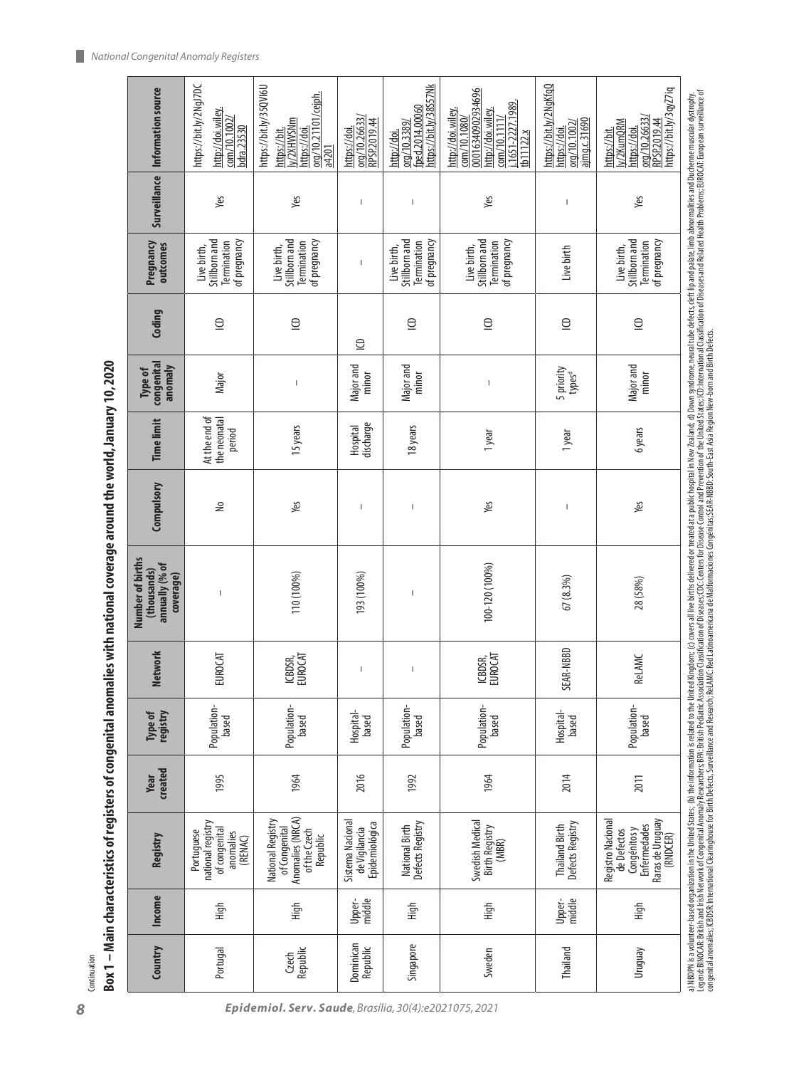Continuation

**Box 1 – Main characteristics of registers of congenital anomalies with national coverage around the world, January 10, 2020**

| Country | Income | Registry | Year created | Type of registry | Network | Number of births (thousands) annually (% of coverage) | Compulsory | Time limit | Type of congenital anomaly | Coding | Pregnancy outcomes | Surveillance | Information source |
|---|---|---|---|---|---|---|---|---|---|---|---|---|---|
| Portugal | High | Portuguese national registry of congenital anomalies (RENAC) | 1995 | Population-based | EUROCAT | – | No | At the end of the neonatal period | Major | ICD | Live birth, Stillborn and Termination of pregnancy | Yes | https://bit.ly/2NgJ7DC http://doi.wiley.com/10.1002/bdra.23530 |
| Czech Republic | High | National Registry of Congenital Anomalies (NRCA) of the Czech Republic | 1964 | Population-based | ICBDSR, EUROCAT | 110 (100%) | Yes | 15 years | – | ICD | Live birth, Stillborn and Termination of pregnancy | Yes | https://bit.ly/35QVl6U https://bit.ly/2XHWSNm https://doi.org/10.21101/cejph.a4201 |
| Dominican Republic | Upper-middle | Sistema Nacional de Vigilancia Epidemiológica | 2016 | Hospital-based | – | 193 (100%) | – | Hospital discharge | Major and minor | ICD | – | – | https://doi.org/10.26633/RPSP.2019.44 |
| Singapore | High | National Birth Defects Registry | 1992 | Population-based | – | – | – | 18 years | Major and minor | ICD | Live birth, Stillborn and Termination of pregnancy | – | http://doi.org/10.3389/fped.2014.00060 https://bit.ly/38S57Nk |
| Sweden | High | Swedish Medical Birth Registry (MBR) | 1964 | Population-based | ICBDSR, EUROCAT | 100-120 (100%) | Yes | 1 year | – | ICD | Live birth, Stillborn and Termination of pregnancy | Yes | http://doi.wiley.com/10.1080/00016340902934696 http://doi.wiley.com/10.1111/j.1651-2227.1989.tb11122.x |
| Thailand | Upper-middle | Thailand Birth Defects Registry | 2014 | Hospital-based | SEAR-NBBD | 67 (8.3%) | – | 1 year | 5 priority types[d] | ICD | Live birth | – | https://bit.ly/2NgKfqQ https://doi.org/10.1002/ajmg.c.31690 |
| Uruguay | High | Registro Nacional de Defectos Congénitos y Enfermedades Raras de Uruguay (RNDCER) | 2011 | Population-based | ReLAMC | 28 (58%) | Yes | 6 years | Major and minor | ICD | Live birth, Stillborn and Termination of pregnancy | Yes | https://bit.ly/2KumQRM https://doi.org/10.26633/RPSP.2019.44 https://bit.ly/3qyZ7Iq |

a) NBDPN is a volunteer-based organization in the United States; (b) the information is related to the United Kingdom; (c) covers all live births delivered or treated at a public hospital in New Zealand; d) Down syndrome, neural tube defects, cleft lip and palate, limb abnormalities and Duchenne muscular dystrophy.
Legend: BINOCAR: British and Irish Network of Congenital Anomaly Researchers; BPA: British Pediatric Association Classification of Diseases; CDC: Centers for Disease Control and Prevention of the United States; ICD: International Classification of Diseases and Related Health Problems; EUROCAT: European surveillance of congenital anomalies; ICBDSR: International Clearinghouse for Birth Defects, Surveillance and Research; ReLAMC: Red Latinoamericana de Malformaciones Congénitas; SEAR-NBBD: South-East Asia Region New-born and Birth Defects.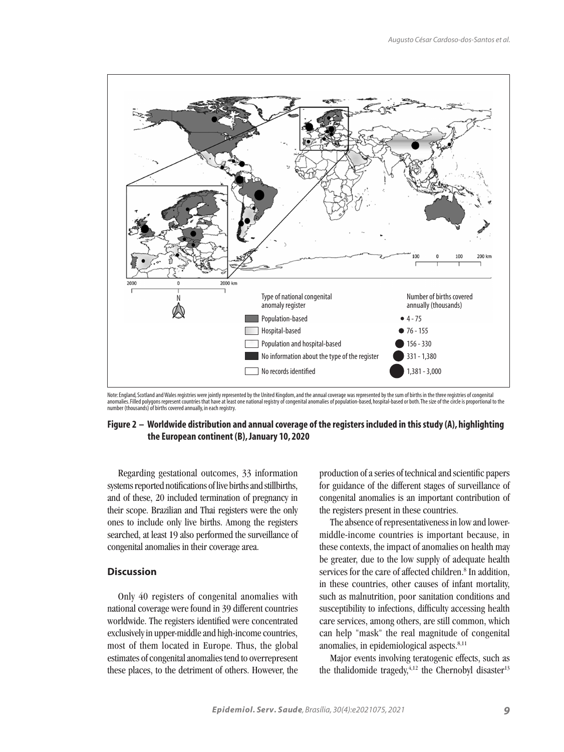Note: England, Scotland and Wales registries were jointly represented by the United Kingdom, and the annual coverage was represented by the sum of births in the three registries of congenital anomalies. Filled polygons represent countries that have at least one national registry of congenital anomalies of population-based, hospital-based or both. The size of the circle is proportional to the number (thousands) of births covered annually, in each registry.

**Figure 2 – Worldwide distribution and annual coverage of the registers included in this study (A), highlighting the European continent (B), January 10, 2020**

Regarding gestational outcomes, 33 information systems reported notifications of live births and stillbirths, and of these, 20 included termination of pregnancy in their scope. Brazilian and Thai registers were the only ones to include only live births. Among the registers searched, at least 19 also performed the surveillance of congenital anomalies in their coverage area.

## Discussion

Only 40 registers of congenital anomalies with national coverage were found in 39 different countries worldwide. The registers identified were concentrated exclusively in upper-middle and high-income countries, most of them located in Europe. Thus, the global estimates of congenital anomalies tend to overrepresent these places, to the detriment of others. However, the production of a series of technical and scientific papers for guidance of the different stages of surveillance of congenital anomalies is an important contribution of the registers present in these countries.

The absence of representativeness in low and lower-middle-income countries is important because, in these contexts, the impact of anomalies on health may be greater, due to the low supply of adequate health services for the care of affected children.[8] In addition, in these countries, other causes of infant mortality, such as malnutrition, poor sanitation conditions and susceptibility to infections, difficulty accessing health care services, among others, are still common, which can help "mask" the real magnitude of congenital anomalies, in epidemiological aspects.[8,11]

Major events involving teratogenic effects, such as the thalidomide tragedy,[4,12] the Chernobyl disaster[13]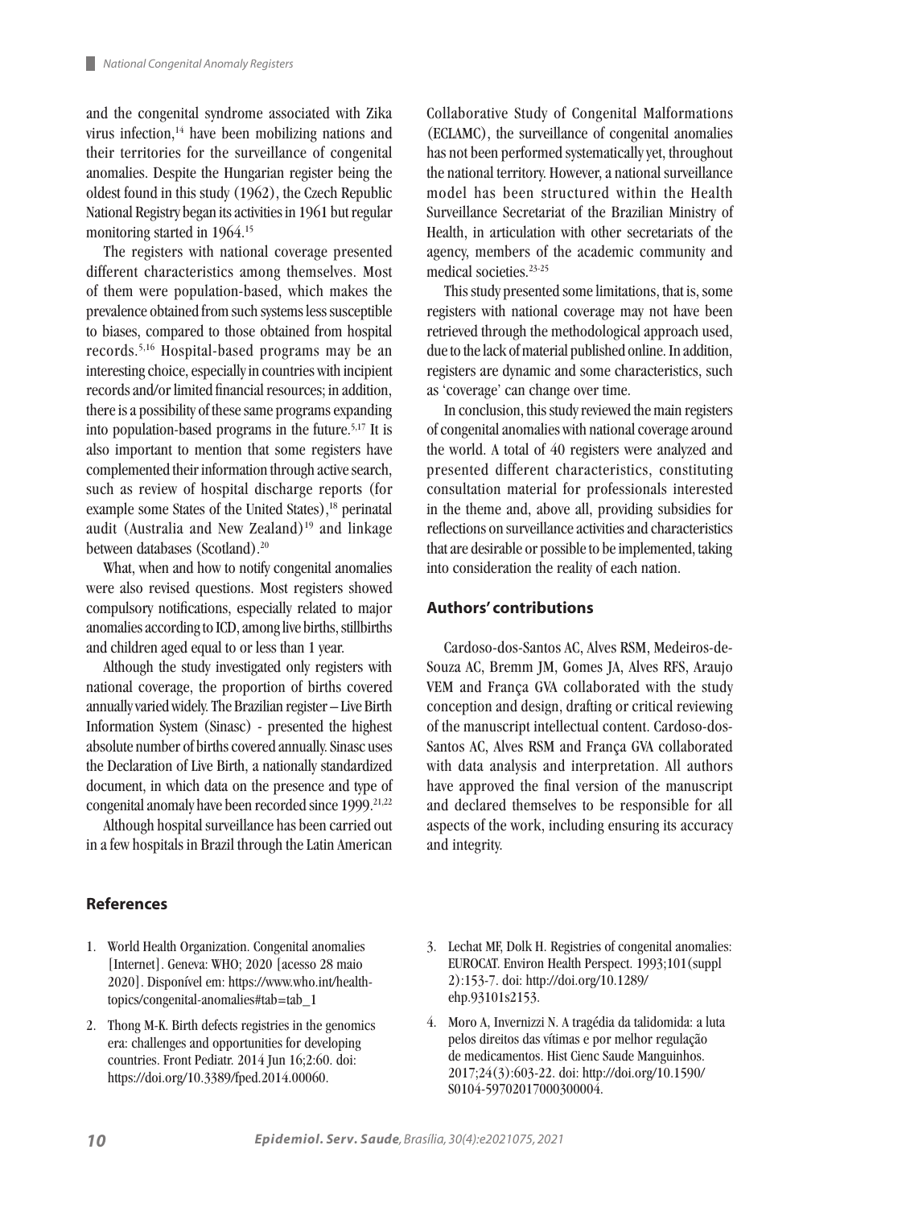and the congenital syndrome associated with Zika virus infection,[14] have been mobilizing nations and their territories for the surveillance of congenital anomalies. Despite the Hungarian register being the oldest found in this study (1962), the Czech Republic National Registry began its activities in 1961 but regular monitoring started in 1964.[15]

The registers with national coverage presented different characteristics among themselves. Most of them were population-based, which makes the prevalence obtained from such systems less susceptible to biases, compared to those obtained from hospital records.[5,16] Hospital-based programs may be an interesting choice, especially in countries with incipient records and/or limited financial resources; in addition, there is a possibility of these same programs expanding into population-based programs in the future.[5,17] It is also important to mention that some registers have complemented their information through active search, such as review of hospital discharge reports (for example some States of the United States),[18] perinatal audit (Australia and New Zealand)[19] and linkage between databases (Scotland).[20]

What, when and how to notify congenital anomalies were also revised questions. Most registers showed compulsory notifications, especially related to major anomalies according to ICD, among live births, stillbirths and children aged equal to or less than 1 year.

Although the study investigated only registers with national coverage, the proportion of births covered annually varied widely. The Brazilian register – Live Birth Information System (Sinasc) - presented the highest absolute number of births covered annually. Sinasc uses the Declaration of Live Birth, a nationally standardized document, in which data on the presence and type of congenital anomaly have been recorded since 1999.[21,22]

Although hospital surveillance has been carried out in a few hospitals in Brazil through the Latin American Collaborative Study of Congenital Malformations (ECLAMC), the surveillance of congenital anomalies has not been performed systematically yet, throughout the national territory. However, a national surveillance model has been structured within the Health Surveillance Secretariat of the Brazilian Ministry of Health, in articulation with other secretariats of the agency, members of the academic community and medical societies.[23-25]

This study presented some limitations, that is, some registers with national coverage may not have been retrieved through the methodological approach used, due to the lack of material published online. In addition, registers are dynamic and some characteristics, such as 'coverage' can change over time.

In conclusion, this study reviewed the main registers of congenital anomalies with national coverage around the world. A total of 40 registers were analyzed and presented different characteristics, constituting consultation material for professionals interested in the theme and, above all, providing subsidies for reflections on surveillance activities and characteristics that are desirable or possible to be implemented, taking into consideration the reality of each nation.

## Authors' contributions

Cardoso-dos-Santos AC, Alves RSM, Medeiros-de-Souza AC, Bremm JM, Gomes JA, Alves RFS, Araujo VEM and França GVA collaborated with the study conception and design, drafting or critical reviewing of the manuscript intellectual content. Cardoso-dos-Santos AC, Alves RSM and França GVA collaborated with data analysis and interpretation. All authors have approved the final version of the manuscript and declared themselves to be responsible for all aspects of the work, including ensuring its accuracy and integrity.

## References

1. World Health Organization. Congenital anomalies [Internet]. Geneva: WHO; 2020 [acesso 28 maio 2020]. Disponível em: https://www.who.int/health-topics/congenital-anomalies#tab=tab_1
2. Thong M-K. Birth defects registries in the genomics era: challenges and opportunities for developing countries. Front Pediatr. 2014 Jun 16;2:60. doi: https://doi.org/10.3389/fped.2014.00060.
3. Lechat MF, Dolk H. Registries of congenital anomalies: EUROCAT. Environ Health Perspect. 1993;101(suppl 2):153-7. doi: http://doi.org/10.1289/ehp.93101s2153.
4. Moro A, Invernizzi N. A tragédia da talidomida: a luta pelos direitos das vítimas e por melhor regulação de medicamentos. Hist Cienc Saude Manguinhos. 2017;24(3):603-22. doi: http://doi.org/10.1590/S0104-59702017000300004.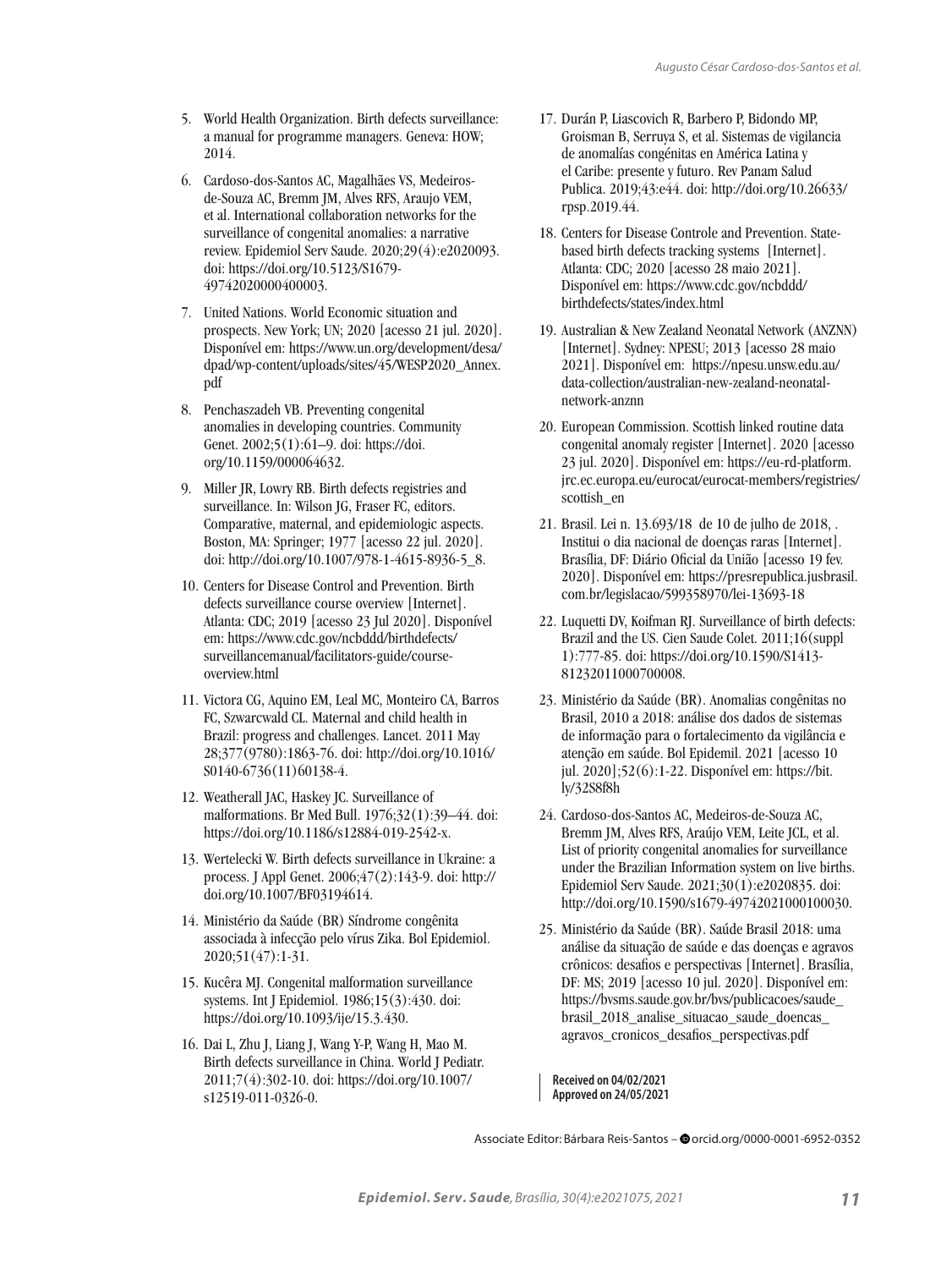5. World Health Organization. Birth defects surveillance: a manual for programme managers. Geneva: HOW; 2014.

6. Cardoso-dos-Santos AC, Magalhães VS, Medeiros-de-Souza AC, Bremm JM, Alves RFS, Araujo VEM, et al. International collaboration networks for the surveillance of congenital anomalies: a narrative review. Epidemiol Serv Saude. 2020;29(4):e2020093. doi: https://doi.org/10.5123/S1679-49742020000400003.

7. United Nations. World Economic situation and prospects. New York; UN; 2020 [acesso 21 jul. 2020]. Disponível em: https://www.un.org/development/desa/dpad/wp-content/uploads/sites/45/WESP2020_Annex.pdf

8. Penchaszadeh VB. Preventing congenital anomalies in developing countries. Community Genet. 2002;5(1):61–9. doi: https://doi.org/10.1159/000064632.

9. Miller JR, Lowry RB. Birth defects registries and surveillance. In: Wilson JG, Fraser FC, editors. Comparative, maternal, and epidemiologic aspects. Boston, MA: Springer; 1977 [acesso 22 jul. 2020]. doi: http://doi.org/10.1007/978-1-4615-8936-5_8.

10. Centers for Disease Control and Prevention. Birth defects surveillance course overview [Internet]. Atlanta: CDC; 2019 [acesso 23 Jul 2020]. Disponível em: https://www.cdc.gov/ncbddd/birthdefects/surveillancemanual/facilitators-guide/course-overview.html

11. Victora CG, Aquino EM, Leal MC, Monteiro CA, Barros FC, Szwarcwald CL. Maternal and child health in Brazil: progress and challenges. Lancet. 2011 May 28;377(9780):1863-76. doi: http://doi.org/10.1016/S0140-6736(11)60138-4.

12. Weatherall JAC, Haskey JC. Surveillance of malformations. Br Med Bull. 1976;32(1):39–44. doi: https://doi.org/10.1186/s12884-019-2542-x.

13. Wertelecki W. Birth defects surveillance in Ukraine: a process. J Appl Genet. 2006;47(2):143-9. doi: http://doi.org/10.1007/BF03194614.

14. Ministério da Saúde (BR) Síndrome congênita associada à infecção pelo vírus Zika. Bol Epidemiol. 2020;51(47):1-31.

15. Kucêra MJ. Congenital malformation surveillance systems. Int J Epidemiol. 1986;15(3):430. doi: https://doi.org/10.1093/ije/15.3.430.

16. Dai L, Zhu J, Liang J, Wang Y-P, Wang H, Mao M. Birth defects surveillance in China. World J Pediatr. 2011;7(4):302-10. doi: https://doi.org/10.1007/s12519-011-0326-0.

17. Durán P, Liascovich R, Barbero P, Bidondo MP, Groisman B, Serruya S, et al. Sistemas de vigilancia de anomalías congénitas en América Latina y el Caribe: presente y futuro. Rev Panam Salud Publica. 2019;43:e44. doi: http://doi.org/10.26633/rpsp.2019.44.

18. Centers for Disease Controle and Prevention. State-based birth defects tracking systems [Internet]. Atlanta: CDC; 2020 [acesso 28 maio 2021]. Disponível em: https://www.cdc.gov/ncbddd/birthdefects/states/index.html

19. Australian & New Zealand Neonatal Network (ANZNN) [Internet]. Sydney: NPESU; 2013 [acesso 28 maio 2021]. Disponível em: https://npesu.unsw.edu.au/data-collection/australian-new-zealand-neonatal-network-anznn

20. European Commission. Scottish linked routine data congenital anomaly register [Internet]. 2020 [acesso 23 jul. 2020]. Disponível em: https://eu-rd-platform.jrc.ec.europa.eu/eurocat/eurocat-members/registries/scottish_en

21. Brasil. Lei n. 13.693/18 de 10 de julho de 2018, . Institui o dia nacional de doenças raras [Internet]. Brasília, DF: Diário Oficial da União [acesso 19 fev. 2020]. Disponível em: https://presrepublica.jusbrasil.com.br/legislacao/599358970/lei-13693-18

22. Luquetti DV, Koifman RJ. Surveillance of birth defects: Brazil and the US. Cien Saude Colet. 2011;16(suppl 1):777-85. doi: https://doi.org/10.1590/S1413-81232011000700008.

23. Ministério da Saúde (BR). Anomalias congênitas no Brasil, 2010 a 2018: análise dos dados de sistemas de informação para o fortalecimento da vigilância e atenção em saúde. Bol Epidemil. 2021 [acesso 10 jul. 2020];52(6):1-22. Disponível em: https://bit.ly/32S8f8h

24. Cardoso-dos-Santos AC, Medeiros-de-Souza AC, Bremm JM, Alves RFS, Araújo VEM, Leite JCL, et al. List of priority congenital anomalies for surveillance under the Brazilian Information system on live births. Epidemiol Serv Saude. 2021;30(1):e2020835. doi: http://doi.org/10.1590/s1679-49742021000100030.

25. Ministério da Saúde (BR). Saúde Brasil 2018: uma análise da situação de saúde e das doenças e agravos crônicos: desafios e perspectivas [Internet]. Brasília, DF: MS; 2019 [acesso 10 jul. 2020]. Disponível em: https://bvsms.saude.gov.br/bvs/publicacoes/saude_brasil_2018_analise_situacao_saude_doencas_agravos_cronicos_desafios_perspectivas.pdf

**Received on 04/02/2021**
**Approved on 24/05/2021**

Associate Editor: Bárbara Reis-Santos – orcid.org/0000-0001-6952-0352